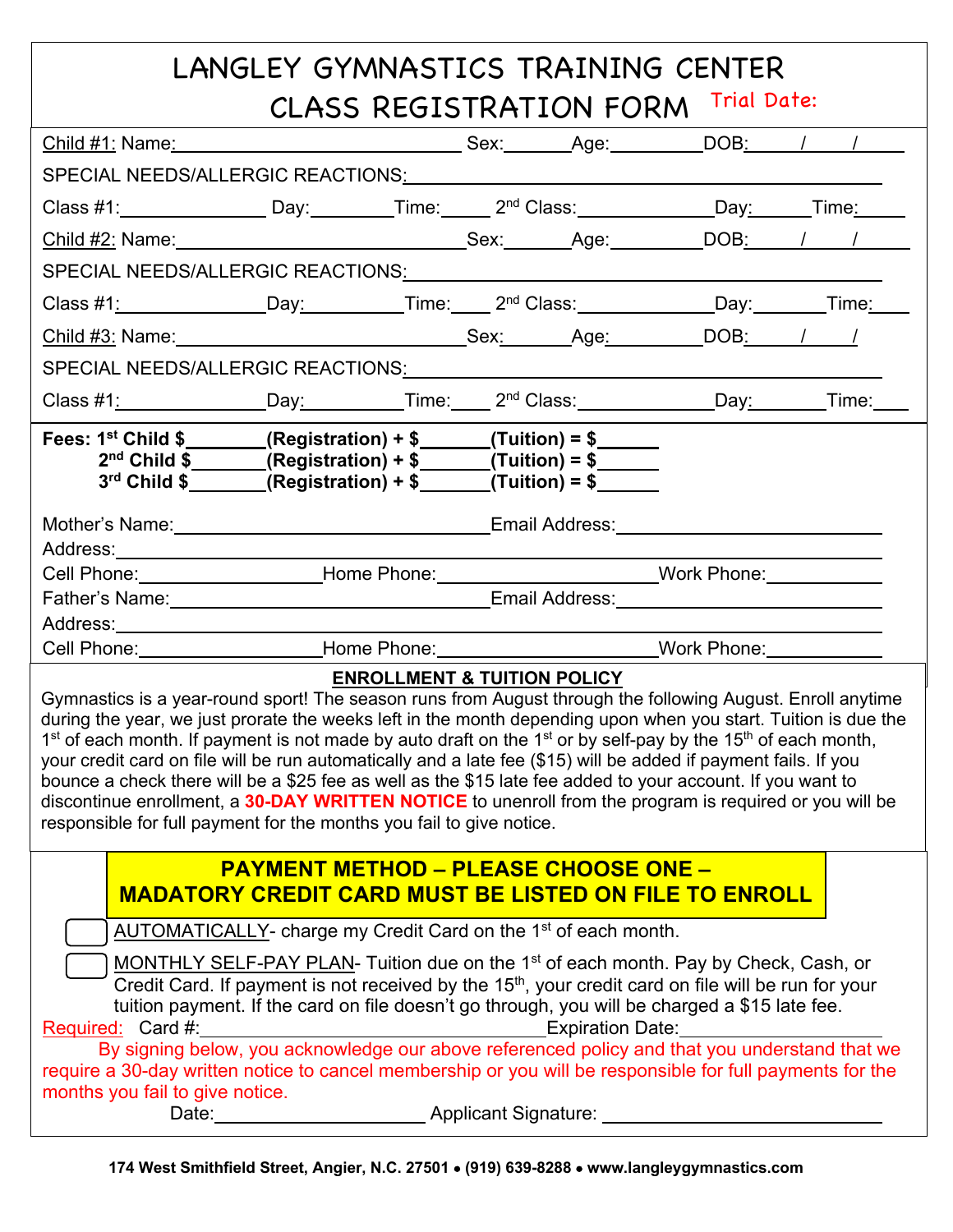# LANGLEY GYMNASTICS TRAINING CENTER

## CLASS REGISTRATION FORM

Trial Date:

Child #1: Name:______________________________ Sex:______ Age:________ DOB:____/____/____

SPECIAL NEEDS/ALLERGIC REACTIONS:________________________________________________

Class #1:______________ Day:________ Time:_____ 2nd Class:______________ Day:______ Time:_____

Child #2: Name:______________________________ Sex:______ Age:________ DOB:____/____/____

SPECIAL NEEDS/ALLERGIC REACTIONS:________________________________________________

Class #1:______________ Day:________ Time:_____ 2nd Class:______________ Day:______ Time:_____

Child #3: Name:______________________________ Sex:______ Age:________ DOB:____/____/____

SPECIAL NEEDS/ALLERGIC REACTIONS:________________________________________________

Class #1:______________ Day:________ Time:_____ 2nd Class:______________ Day:______ Time:_____

**Fees: 1st Child $________(Registration) + $_______(Tuition) = $______**
**2nd Child $________(Registration) + $_______(Tuition) = $______**
**3rd Child $________(Registration) + $_______(Tuition) = $______**

Mother's Name:______________________________ Email Address:______________________________
Address:________________________________________________________________________
Cell Phone:________________ Home Phone:____________________ Work Phone:___________
Father's Name:______________________________ Email Address:______________________________
Address:________________________________________________________________________
Cell Phone:________________ Home Phone:____________________ Work Phone:___________

**ENROLLMENT & TUITION POLICY**

Gymnastics is a year-round sport! The season runs from August through the following August. Enroll anytime during the year, we just prorate the weeks left in the month depending upon when you start. Tuition is due the 1st of each month. If payment is not made by auto draft on the 1st or by self-pay by the 15th of each month, your credit card on file will be run automatically and a late fee ($15) will be added if payment fails. If you bounce a check there will be a $25 fee as well as the $15 late fee added to your account. If you want to discontinue enrollment, a **30-DAY WRITTEN NOTICE** to unenroll from the program is required or you will be responsible for full payment for the months you fail to give notice.

**PAYMENT METHOD – PLEASE CHOOSE ONE –**
**MADATORY CREDIT CARD MUST BE LISTED ON FILE TO ENROLL**

☐ AUTOMATICALLY- charge my Credit Card on the 1st of each month.

☐ MONTHLY SELF-PAY PLAN- Tuition due on the 1st of each month. Pay by Check, Cash, or Credit Card. If payment is not received by the 15th, your credit card on file will be run for your tuition payment. If the card on file doesn't go through, you will be charged a $15 late fee.

Required: Card #:__________________________________ Expiration Date:__________________

By signing below, you acknowledge our above referenced policy and that you understand that we require a 30-day written notice to cancel membership or you will be responsible for full payments for the months you fail to give notice.

Date:____________________ Applicant Signature:__________________________

**174 West Smithfield Street, Angier, N.C. 27501 • (919) 639-8288 • www.langleygymnastics.com**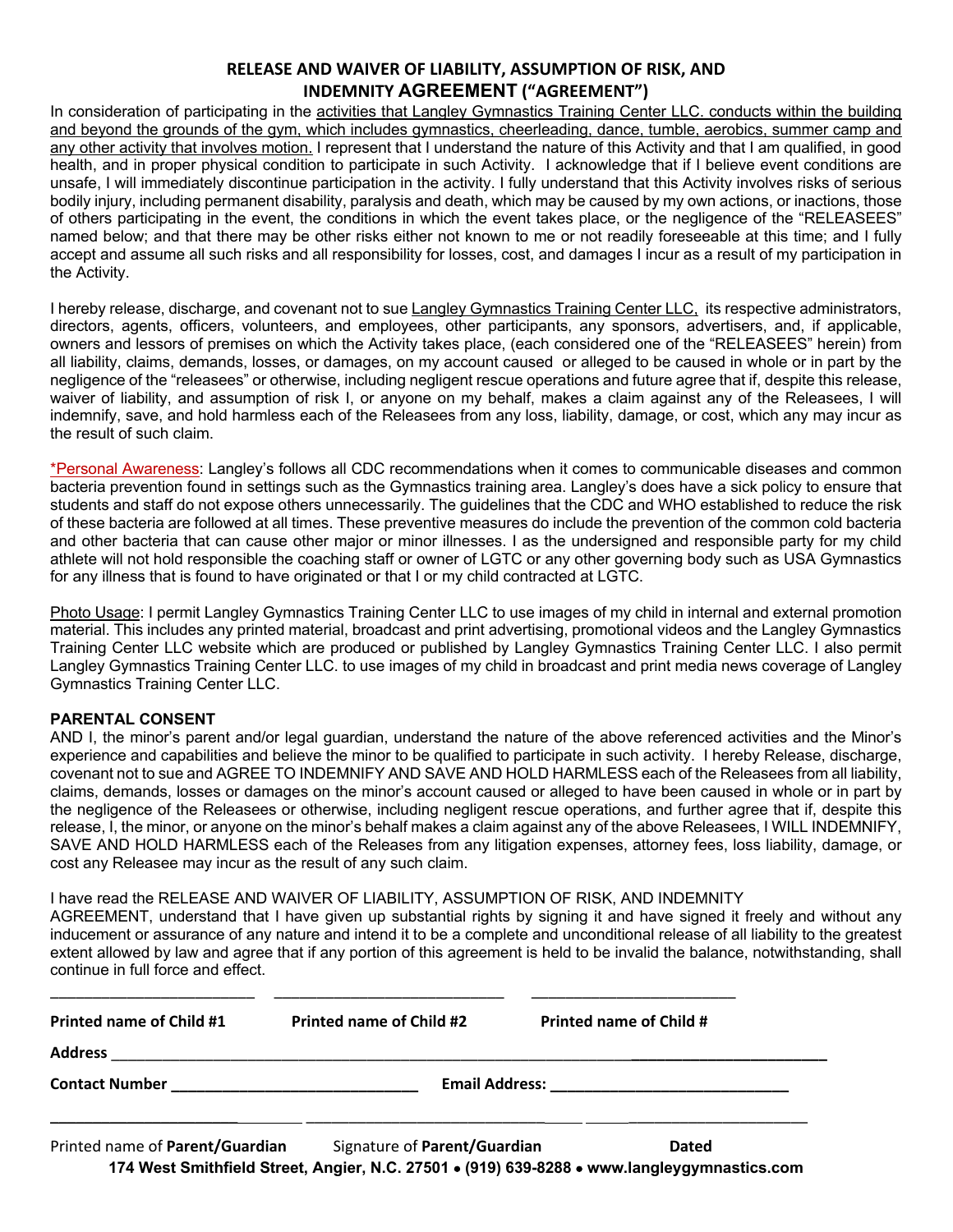## RELEASE AND WAIVER OF LIABILITY, ASSUMPTION OF RISK, AND INDEMNITY AGREEMENT ("AGREEMENT")

In consideration of participating in the activities that Langley Gymnastics Training Center LLC. conducts within the building and beyond the grounds of the gym, which includes gymnastics, cheerleading, dance, tumble, aerobics, summer camp and any other activity that involves motion. I represent that I understand the nature of this Activity and that I am qualified, in good health, and in proper physical condition to participate in such Activity. I acknowledge that if I believe event conditions are unsafe, I will immediately discontinue participation in the activity. I fully understand that this Activity involves risks of serious bodily injury, including permanent disability, paralysis and death, which may be caused by my own actions, or inactions, those of others participating in the event, the conditions in which the event takes place, or the negligence of the "RELEASEES" named below; and that there may be other risks either not known to me or not readily foreseeable at this time; and I fully accept and assume all such risks and all responsibility for losses, cost, and damages I incur as a result of my participation in the Activity.

I hereby release, discharge, and covenant not to sue Langley Gymnastics Training Center LLC, its respective administrators, directors, agents, officers, volunteers, and employees, other participants, any sponsors, advertisers, and, if applicable, owners and lessors of premises on which the Activity takes place, (each considered one of the "RELEASEES" herein) from all liability, claims, demands, losses, or damages, on my account caused or alleged to be caused in whole or in part by the negligence of the "releasees" or otherwise, including negligent rescue operations and future agree that if, despite this release, waiver of liability, and assumption of risk I, or anyone on my behalf, makes a claim against any of the Releasees, I will indemnify, save, and hold harmless each of the Releasees from any loss, liability, damage, or cost, which any may incur as the result of such claim.

*Personal Awareness: Langley's follows all CDC recommendations when it comes to communicable diseases and common bacteria prevention found in settings such as the Gymnastics training area. Langley's does have a sick policy to ensure that students and staff do not expose others unnecessarily. The guidelines that the CDC and WHO established to reduce the risk of these bacteria are followed at all times. These preventive measures do include the prevention of the common cold bacteria and other bacteria that can cause other major or minor illnesses. I as the undersigned and responsible party for my child athlete will not hold responsible the coaching staff or owner of LGTC or any other governing body such as USA Gymnastics for any illness that is found to have originated or that I or my child contracted at LGTC.

Photo Usage: I permit Langley Gymnastics Training Center LLC to use images of my child in internal and external promotion material. This includes any printed material, broadcast and print advertising, promotional videos and the Langley Gymnastics Training Center LLC website which are produced or published by Langley Gymnastics Training Center LLC. I also permit Langley Gymnastics Training Center LLC. to use images of my child in broadcast and print media news coverage of Langley Gymnastics Training Center LLC.

**PARENTAL CONSENT**

AND I, the minor's parent and/or legal guardian, understand the nature of the above referenced activities and the Minor's experience and capabilities and believe the minor to be qualified to participate in such activity. I hereby Release, discharge, covenant not to sue and AGREE TO INDEMNIFY AND SAVE AND HOLD HARMLESS each of the Releasees from all liability, claims, demands, losses or damages on the minor's account caused or alleged to have been caused in whole or in part by the negligence of the Releasees or otherwise, including negligent rescue operations, and further agree that if, despite this release, I, the minor, or anyone on the minor's behalf makes a claim against any of the above Releasees, I WILL INDEMNIFY, SAVE AND HOLD HARMLESS each of the Releases from any litigation expenses, attorney fees, loss liability, damage, or cost any Releasee may incur as the result of any such claim.

I have read the RELEASE AND WAIVER OF LIABILITY, ASSUMPTION OF RISK, AND INDEMNITY AGREEMENT, understand that I have given up substantial rights by signing it and have signed it freely and without any inducement or assurance of any nature and intend it to be a complete and unconditional release of all liability to the greatest extent allowed by law and agree that if any portion of this agreement is held to be invalid the balance, notwithstanding, shall continue in full force and effect.

______________________ ______________________ ______________________

**Printed name of Child #1** **Printed name of Child #2** **Printed name of Child #**

**Address** ______________________________________________________________

**Contact Number** ____________________________ **Email Address:** ____________________________

______________________ ______________________ ______________________

Printed name of **Parent/Guardian** Signature of **Parent/Guardian** **Dated**

**174 West Smithfield Street, Angier, N.C. 27501 • (919) 639-8288 • www.langleygymnastics.com**